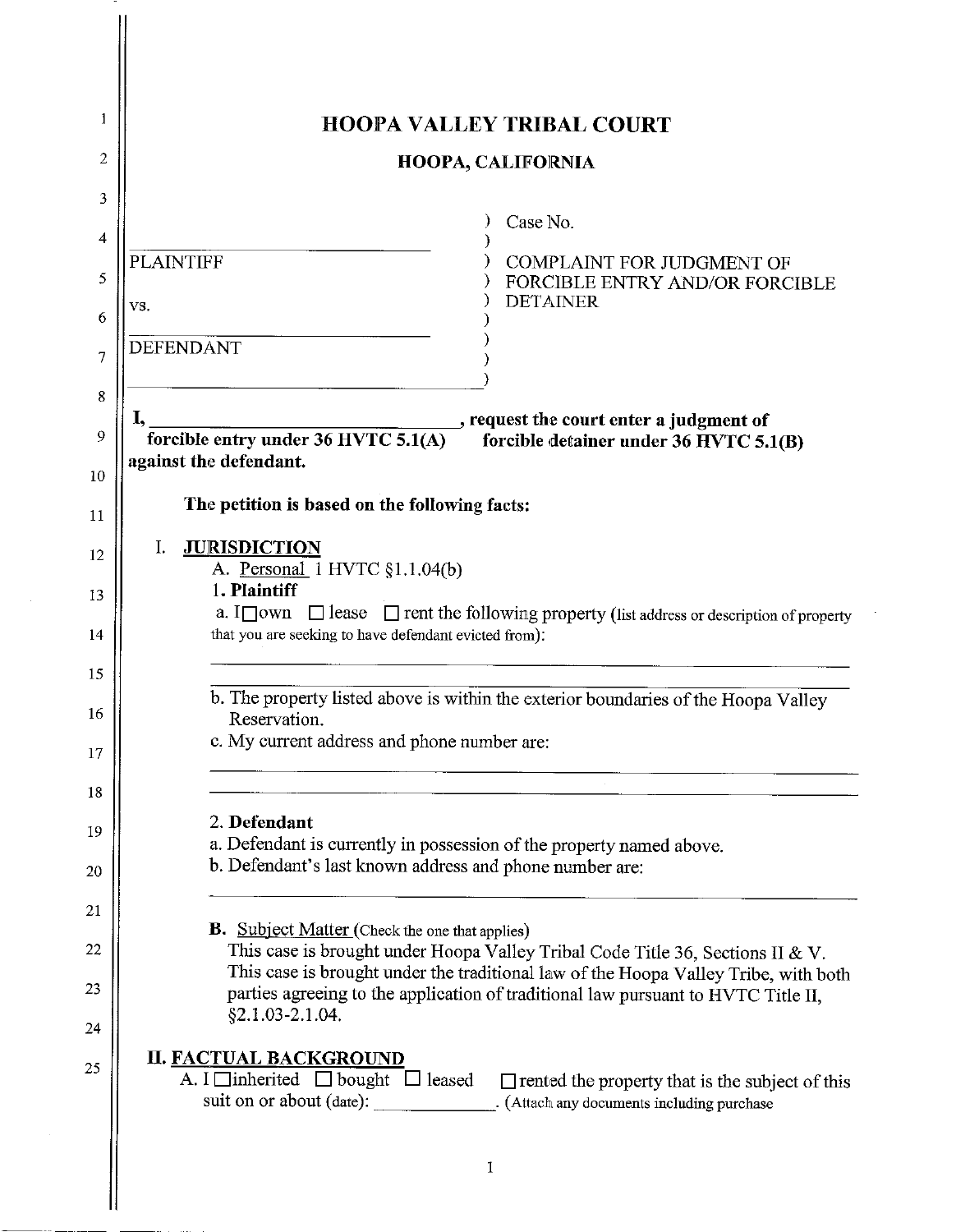# HOOPA VALLEY TRIBAL COURT

## HOOPA, CALIFORNIA

______________________________
PLAINTIFF

vs.

______________________________
DEFENDANT

______________________________

Case No.

COMPLAINT FOR JUDGMENT OF FORCIBLE ENTRY AND/OR FORCIBLE DETAINER

**I, ______________________________, request the court enter a judgment of**
**forcible entry under 36 HVTC 5.1(A)** **forcible detainer under 36 HVTC 5.1(B)**
**against the defendant.**

**The petition is based on the following facts:**

I. **JURISDICTION**

A. Personal 1 HVTC §1.1.04(b)

1. **Plaintiff**

a. I ☐ own ☐ lease ☐ rent the following property (list address or description of property that you are seeking to have defendant evicted from):

______________________________________________________________

______________________________________________________________

b. The property listed above is within the exterior boundaries of the Hoopa Valley Reservation.

c. My current address and phone number are:

______________________________________________________________

______________________________________________________________

2. **Defendant**

a. Defendant is currently in possession of the property named above.

b. Defendant's last known address and phone number are:

______________________________________________________________

**B.** Subject Matter (Check the one that applies)

This case is brought under Hoopa Valley Tribal Code Title 36, Sections II & V.

This case is brought under the traditional law of the Hoopa Valley Tribe, with both parties agreeing to the application of traditional law pursuant to HVTC Title II, §2.1.03-2.1.04.

**II. FACTUAL BACKGROUND**

A. I ☐ inherited ☐ bought ☐ leased ☐ rented the property that is the subject of this suit on or about (date): ____________. (Attach any documents including purchase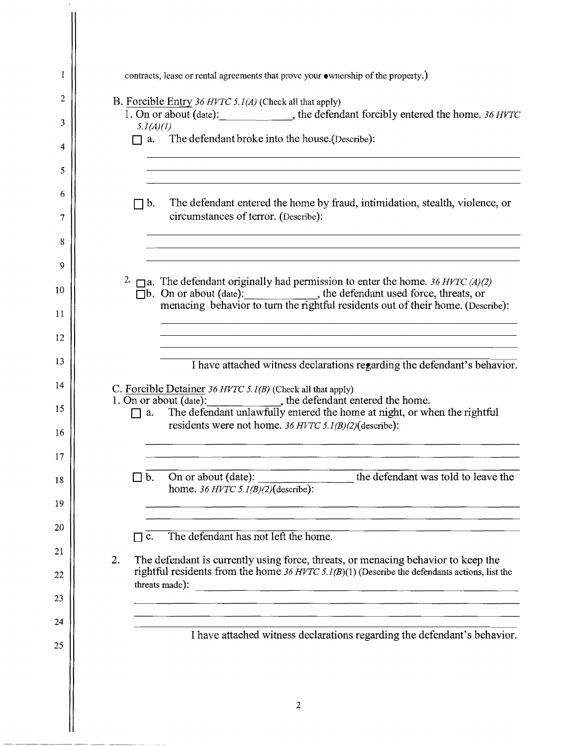contracts, lease or rental agreements that prove your ●wnership of the property.)

B. Forcible Entry *36 HVTC 5.1(A)* (Check all that apply)

1. On or about (date):\_\_\_\_\_\_\_\_\_\_\_\_\_, the defendant forcibly entered the home. *36 HVTC 5.1(A)(1)*

☐ a. The defendant broke into the house.(Describe):

\_\_\_\_\_\_\_\_\_\_\_\_\_\_\_\_\_\_\_\_\_\_\_\_\_\_\_\_\_\_\_\_\_\_\_\_\_\_\_\_\_\_\_\_\_\_\_\_\_\_\_\_\_\_\_\_\_\_\_\_

\_\_\_\_\_\_\_\_\_\_\_\_\_\_\_\_\_\_\_\_\_\_\_\_\_\_\_\_\_\_\_\_\_\_\_\_\_\_\_\_\_\_\_\_\_\_\_\_\_\_\_\_\_\_\_\_\_\_\_\_

\_\_\_\_\_\_\_\_\_\_\_\_\_\_\_\_\_\_\_\_\_\_\_\_\_\_\_\_\_\_\_\_\_\_\_\_\_\_\_\_\_\_\_\_\_\_\_\_\_\_\_\_\_\_\_\_\_\_\_\_

☐ b. The defendant entered the home by fraud, intimidation, stealth, violence, or circumstances of terror. (Describe):

\_\_\_\_\_\_\_\_\_\_\_\_\_\_\_\_\_\_\_\_\_\_\_\_\_\_\_\_\_\_\_\_\_\_\_\_\_\_\_\_\_\_\_\_\_\_\_\_\_\_\_\_\_\_\_\_\_\_\_\_

\_\_\_\_\_\_\_\_\_\_\_\_\_\_\_\_\_\_\_\_\_\_\_\_\_\_\_\_\_\_\_\_\_\_\_\_\_\_\_\_\_\_\_\_\_\_\_\_\_\_\_\_\_\_\_\_\_\_\_\_

\_\_\_\_\_\_\_\_\_\_\_\_\_\_\_\_\_\_\_\_\_\_\_\_\_\_\_\_\_\_\_\_\_\_\_\_\_\_\_\_\_\_\_\_\_\_\_\_\_\_\_\_\_\_\_\_\_\_\_\_

2. ☐ a. The defendant originally had permission to enter the home. *36 HVTC (A)(2)*

☐ b. On or about (date):\_\_\_\_\_\_\_\_\_\_\_\_\_, the defendant used force, threats, or menacing behavior to turn the rightful residents out of their home. (Describe):

\_\_\_\_\_\_\_\_\_\_\_\_\_\_\_\_\_\_\_\_\_\_\_\_\_\_\_\_\_\_\_\_\_\_\_\_\_\_\_\_\_\_\_\_\_\_\_\_\_\_\_\_\_\_\_\_\_\_\_\_

\_\_\_\_\_\_\_\_\_\_\_\_\_\_\_\_\_\_\_\_\_\_\_\_\_\_\_\_\_\_\_\_\_\_\_\_\_\_\_\_\_\_\_\_\_\_\_\_\_\_\_\_\_\_\_\_\_\_\_\_

\_\_\_\_\_\_\_\_\_\_\_\_\_\_\_\_\_\_\_\_\_\_\_\_\_\_\_\_\_\_\_\_\_\_\_\_\_\_\_\_\_\_\_\_\_\_\_\_\_\_\_\_\_\_\_\_\_\_\_\_

\_\_\_\_\_\_\_\_ I have attached witness declarations regarding the defendant's behavior.

C. Forcible Detainer *36 HVTC 5.1(B)* (Check all that apply)

1. On or about (date):\_\_\_\_\_\_\_\_\_\_\_\_\_, the defendant entered the home.

☐ a. The defendant unlawfully entered the home at night, or when the rightful residents were not home. *36 HVTC 5.1(B)(2)*(describe):

\_\_\_\_\_\_\_\_\_\_\_\_\_\_\_\_\_\_\_\_\_\_\_\_\_\_\_\_\_\_\_\_\_\_\_\_\_\_\_\_\_\_\_\_\_\_\_\_\_\_\_\_\_\_\_\_\_\_\_\_

\_\_\_\_\_\_\_\_\_\_\_\_\_\_\_\_\_\_\_\_\_\_\_\_\_\_\_\_\_\_\_\_\_\_\_\_\_\_\_\_\_\_\_\_\_\_\_\_\_\_\_\_\_\_\_\_\_\_\_\_

\_\_\_\_\_\_\_\_\_\_\_\_\_\_\_\_\_\_\_\_\_\_\_\_\_\_\_\_\_\_\_\_\_\_\_\_\_\_\_\_\_\_\_\_\_\_\_\_\_\_\_\_\_\_\_\_\_\_\_\_

☐ b. On or about (date): \_\_\_\_\_\_\_\_\_\_\_\_\_\_\_ the defendant was told to leave the home. *36 HVTC 5.1(B)(2)*(describe):

\_\_\_\_\_\_\_\_\_\_\_\_\_\_\_\_\_\_\_\_\_\_\_\_\_\_\_\_\_\_\_\_\_\_\_\_\_\_\_\_\_\_\_\_\_\_\_\_\_\_\_\_\_\_\_\_\_\_\_\_

\_\_\_\_\_\_\_\_\_\_\_\_\_\_\_\_\_\_\_\_\_\_\_\_\_\_\_\_\_\_\_\_\_\_\_\_\_\_\_\_\_\_\_\_\_\_\_\_\_\_\_\_\_\_\_\_\_\_\_\_

\_\_\_\_\_\_\_\_\_\_\_\_\_\_\_\_\_\_\_\_\_\_\_\_\_\_\_\_\_\_\_\_\_\_\_\_\_\_\_\_\_\_\_\_\_\_\_\_\_\_\_\_\_\_\_\_\_\_\_\_

☐ c. The defendant has not left the home.

2. The defendant is currently using force, threats, or menacing behavior to keep the rightful residents from the home *36 HVTC 5.1(B)(1)* (Describe the defendants actions, list the threats made): \_\_\_\_\_\_\_\_\_\_\_\_\_\_\_\_\_\_\_\_\_\_\_\_\_\_\_\_\_\_\_\_\_\_\_\_\_\_\_\_\_\_\_\_

\_\_\_\_\_\_\_\_\_\_\_\_\_\_\_\_\_\_\_\_\_\_\_\_\_\_\_\_\_\_\_\_\_\_\_\_\_\_\_\_\_\_\_\_\_\_\_\_\_\_\_\_\_\_\_\_\_\_\_\_

\_\_\_\_\_\_\_\_\_\_\_\_\_\_\_\_\_\_\_\_\_\_\_\_\_\_\_\_\_\_\_\_\_\_\_\_\_\_\_\_\_\_\_\_\_\_\_\_\_\_\_\_\_\_\_\_\_\_\_\_

\_\_\_\_\_\_\_\_ I have attached witness declarations regarding the defendant's behavior.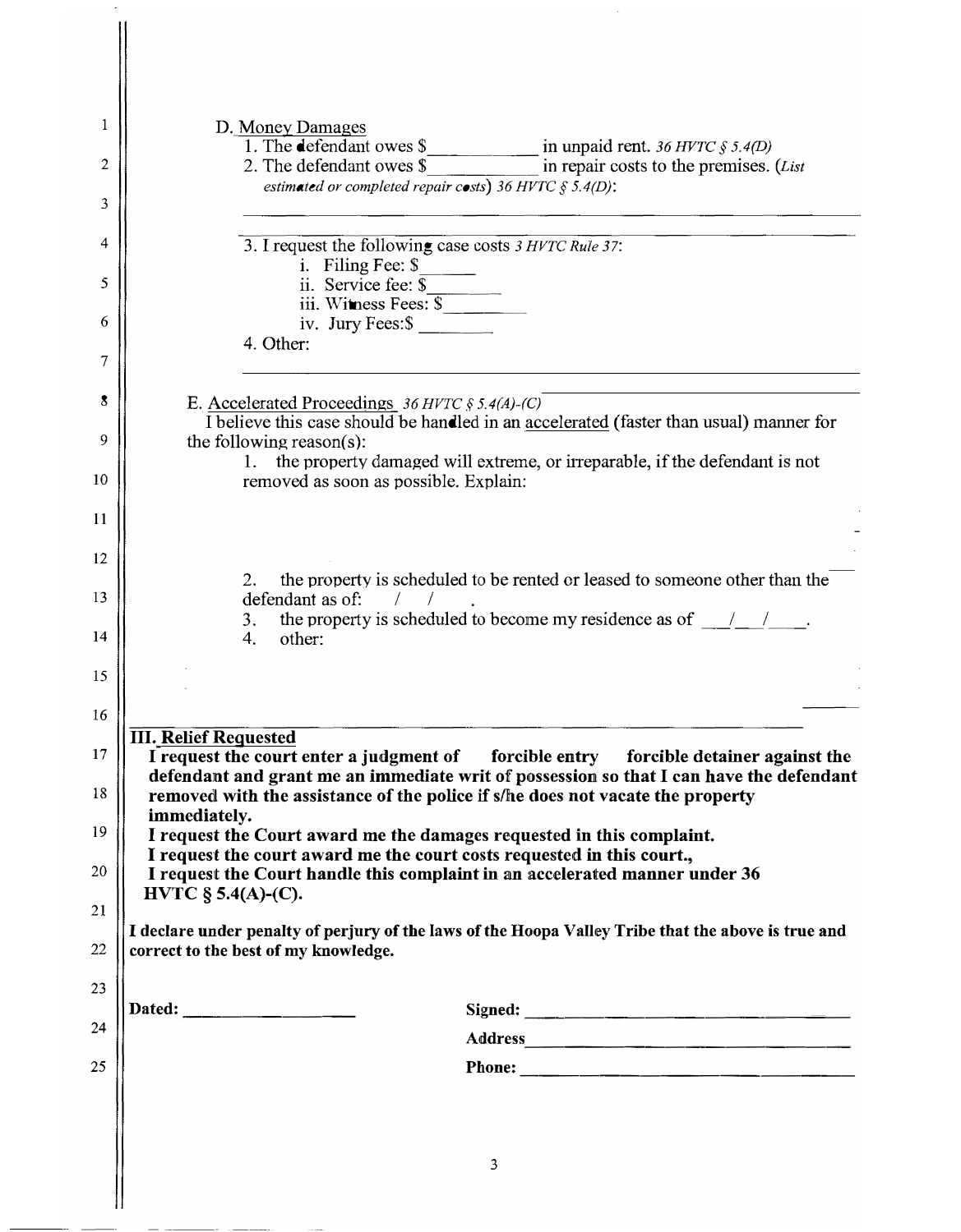D. Money Damages

1. The defendant owes $__________ in unpaid rent. *36 HVTC § 5.4(D)*
2. The defendant owes $__________ in repair costs to the premises. (*List estimated or completed repair costs*) *36 HVTC § 5.4(D)*:

________________________________________________________________

3. I request the following case costs *3 HVTC Rule 37*:
   - i. Filing Fee: $______
   - ii. Service fee: $______
   - iii. Witness Fees: $______
   - iv. Jury Fees:$ ______
4. Other:

________________________________________________________________

E. Accelerated Proceedings *36 HVTC § 5.4(A)-(C)*

I believe this case should be handled in an accelerated (faster than usual) manner for the following reason(s):

1. the property damaged will extreme, or irreparable, if the defendant is not removed as soon as possible. Explain:

________________________________________________________________

2. the property is scheduled to be rented or leased to someone other than the defendant as of: / / .
3. the property is scheduled to become my residence as of __/__/____.
4. other:

________________________________________________________________

**III. Relief Requested**

**I request the court enter a judgment of forcible entry forcible detainer against the defendant and grant me an immediate writ of possession so that I can have the defendant removed with the assistance of the police if s/he does not vacate the property immediately.**

**I request the Court award me the damages requested in this complaint.**

**I request the court award me the court costs requested in this court.,**

**I request the Court handle this complaint in an accelerated manner under 36 HVTC § 5.4(A)-(C).**

**I declare under penalty of perjury of the laws of the Hoopa Valley Tribe that the above is true and correct to the best of my knowledge.**

**Dated:** ____________________

**Signed:** ________________________________

**Address** ________________________________

**Phone:** ________________________________